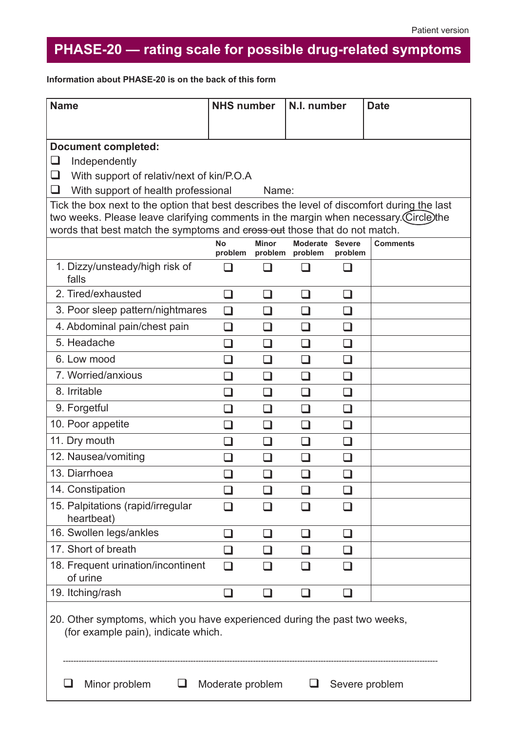Patient version

# PHASE-20 — rating scale for possible drug-related symptoms

**Information about PHASE-20 is on the back of this form**

| Name | NHS number | N.I. number | Date |
|---|---|---|---|
| | | | |

**Document completed:**

- ❑ Independently
- ❑ With support of relativ/next of kin/P.O.A
- ❑ With support of health professional Name:

Tick the box next to the option that best describes the level of discomfort during the last two weeks. Please leave clarifying comments in the margin when necessary. Circle the words that best match the symptoms and ~~cross out~~ those that do not match.

| | No problem | Minor problem | Moderate problem | Severe problem | Comments |
|---|---|---|---|---|---|
| 1. Dizzy/unsteady/high risk of falls | ❑ | ❑ | ❑ | ❑ | |
| 2. Tired/exhausted | ❑ | ❑ | ❑ | ❑ | |
| 3. Poor sleep pattern/nightmares | ❑ | ❑ | ❑ | ❑ | |
| 4. Abdominal pain/chest pain | ❑ | ❑ | ❑ | ❑ | |
| 5. Headache | ❑ | ❑ | ❑ | ❑ | |
| 6. Low mood | ❑ | ❑ | ❑ | ❑ | |
| 7. Worried/anxious | ❑ | ❑ | ❑ | ❑ | |
| 8. Irritable | ❑ | ❑ | ❑ | ❑ | |
| 9. Forgetful | ❑ | ❑ | ❑ | ❑ | |
| 10. Poor appetite | ❑ | ❑ | ❑ | ❑ | |
| 11. Dry mouth | ❑ | ❑ | ❑ | ❑ | |
| 12. Nausea/vomiting | ❑ | ❑ | ❑ | ❑ | |
| 13. Diarrhoea | ❑ | ❑ | ❑ | ❑ | |
| 14. Constipation | ❑ | ❑ | ❑ | ❑ | |
| 15. Palpitations (rapid/irregular heartbeat) | ❑ | ❑ | ❑ | ❑ | |
| 16. Swollen legs/ankles | ❑ | ❑ | ❑ | ❑ | |
| 17. Short of breath | ❑ | ❑ | ❑ | ❑ | |
| 18. Frequent urination/incontinent of urine | ❑ | ❑ | ❑ | ❑ | |
| 19. Itching/rash | ❑ | ❑ | ❑ | ❑ | |

20. Other symptoms, which you have experienced during the past two weeks, (for example pain), indicate which.

------------------------------------------------------------

❑ Minor problem ❑ Moderate problem ❑ Severe problem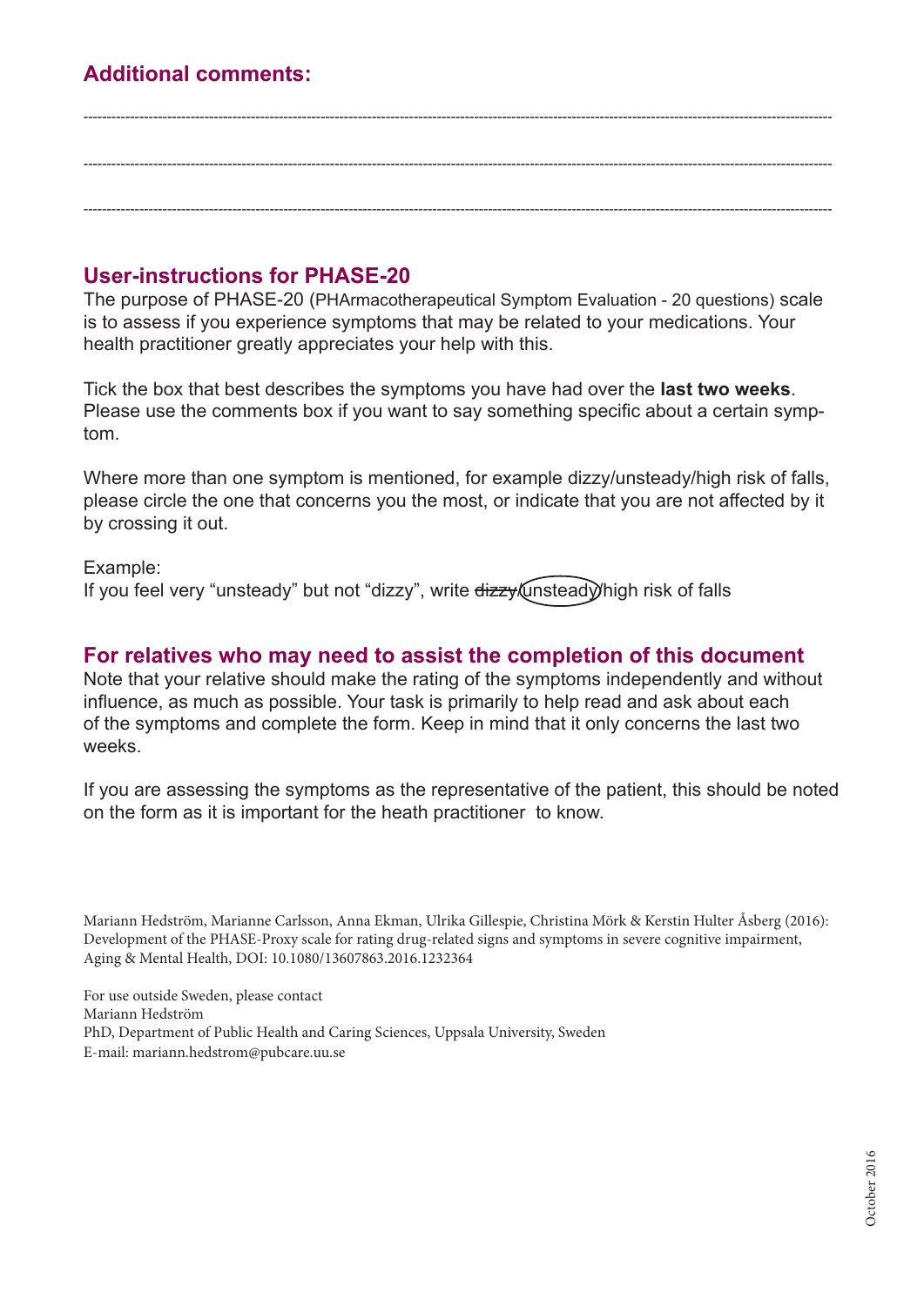## Additional comments:

-----------------------------------------------------------------------------------------------------------------------------------------------

-----------------------------------------------------------------------------------------------------------------------------------------------

-----------------------------------------------------------------------------------------------------------------------------------------------

## User-instructions for PHASE-20

The purpose of PHASE-20 (PHArmacotherapeutical Symptom Evaluation - 20 questions) scale is to assess if you experience symptoms that may be related to your medications. Your health practitioner greatly appreciates your help with this.

Tick the box that best describes the symptoms you have had over the **last two weeks**. Please use the comments box if you want to say something specific about a certain symptom.

Where more than one symptom is mentioned, for example dizzy/unsteady/high risk of falls, please circle the one that concerns you the most, or indicate that you are not affected by it by crossing it out.

Example:
If you feel very "unsteady" but not "dizzy", write ~~dizzy~~/(unsteady)/high risk of falls

## For relatives who may need to assist the completion of this document

Note that your relative should make the rating of the symptoms independently and without influence, as much as possible. Your task is primarily to help read and ask about each of the symptoms and complete the form. Keep in mind that it only concerns the last two weeks.

If you are assessing the symptoms as the representative of the patient, this should be noted on the form as it is important for the heath practitioner to know.

Mariann Hedström, Marianne Carlsson, Anna Ekman, Ulrika Gillespie, Christina Mörk & Kerstin Hulter Åsberg (2016): Development of the PHASE-Proxy scale for rating drug-related signs and symptoms in severe cognitive impairment, Aging & Mental Health, DOI: 10.1080/13607863.2016.1232364

For use outside Sweden, please contact
Mariann Hedström
PhD, Department of Public Health and Caring Sciences, Uppsala University, Sweden
E-mail: mariann.hedstrom@pubcare.uu.se

October 2016